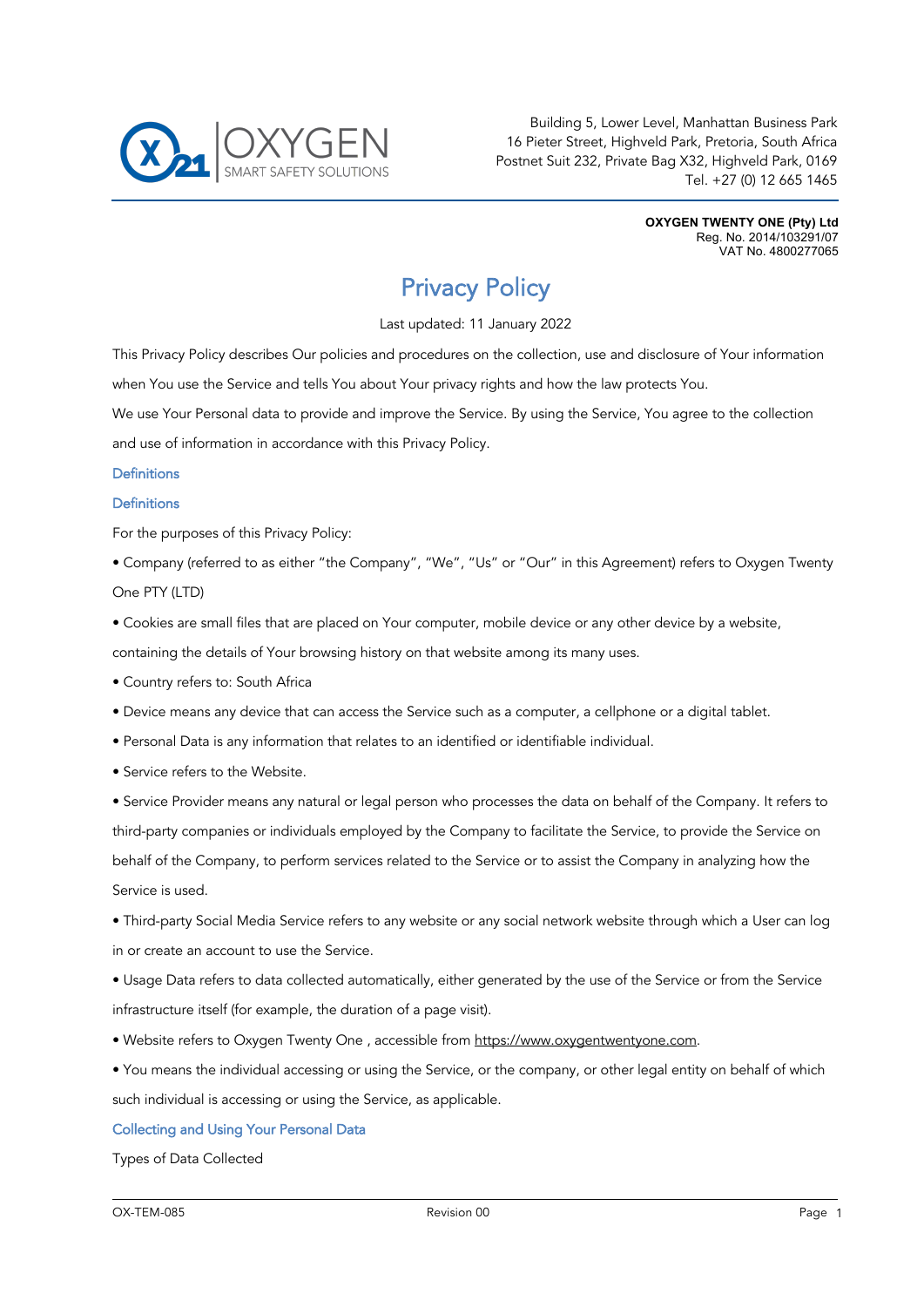Building 5, Lower Level, Manhattan Business Park
16 Pieter Street, Highveld Park, Pretoria, South Africa
Postnet Suit 232, Private Bag X32, Highveld Park, 0169
Tel. +27 (0) 12 665 1465

**OXYGEN TWENTY ONE (Pty) Ltd**
Reg. No. 2014/103291/07
VAT No. 4800277065

# Privacy Policy

Last updated: 11 January 2022

This Privacy Policy describes Our policies and procedures on the collection, use and disclosure of Your information when You use the Service and tells You about Your privacy rights and how the law protects You.

We use Your Personal data to provide and improve the Service. By using the Service, You agree to the collection and use of information in accordance with this Privacy Policy.

## Definitions

### Definitions

For the purposes of this Privacy Policy:

- Company (referred to as either "the Company", "We", "Us" or "Our" in this Agreement) refers to Oxygen Twenty One PTY (LTD)
- Cookies are small files that are placed on Your computer, mobile device or any other device by a website, containing the details of Your browsing history on that website among its many uses.
- Country refers to: South Africa
- Device means any device that can access the Service such as a computer, a cellphone or a digital tablet.
- Personal Data is any information that relates to an identified or identifiable individual.
- Service refers to the Website.
- Service Provider means any natural or legal person who processes the data on behalf of the Company. It refers to third-party companies or individuals employed by the Company to facilitate the Service, to provide the Service on behalf of the Company, to perform services related to the Service or to assist the Company in analyzing how the Service is used.
- Third-party Social Media Service refers to any website or any social network website through which a User can log in or create an account to use the Service.
- Usage Data refers to data collected automatically, either generated by the use of the Service or from the Service infrastructure itself (for example, the duration of a page visit).
- Website refers to Oxygen Twenty One , accessible from https://www.oxygentwentyone.com.
- You means the individual accessing or using the Service, or the company, or other legal entity on behalf of which such individual is accessing or using the Service, as applicable.

## Collecting and Using Your Personal Data

Types of Data Collected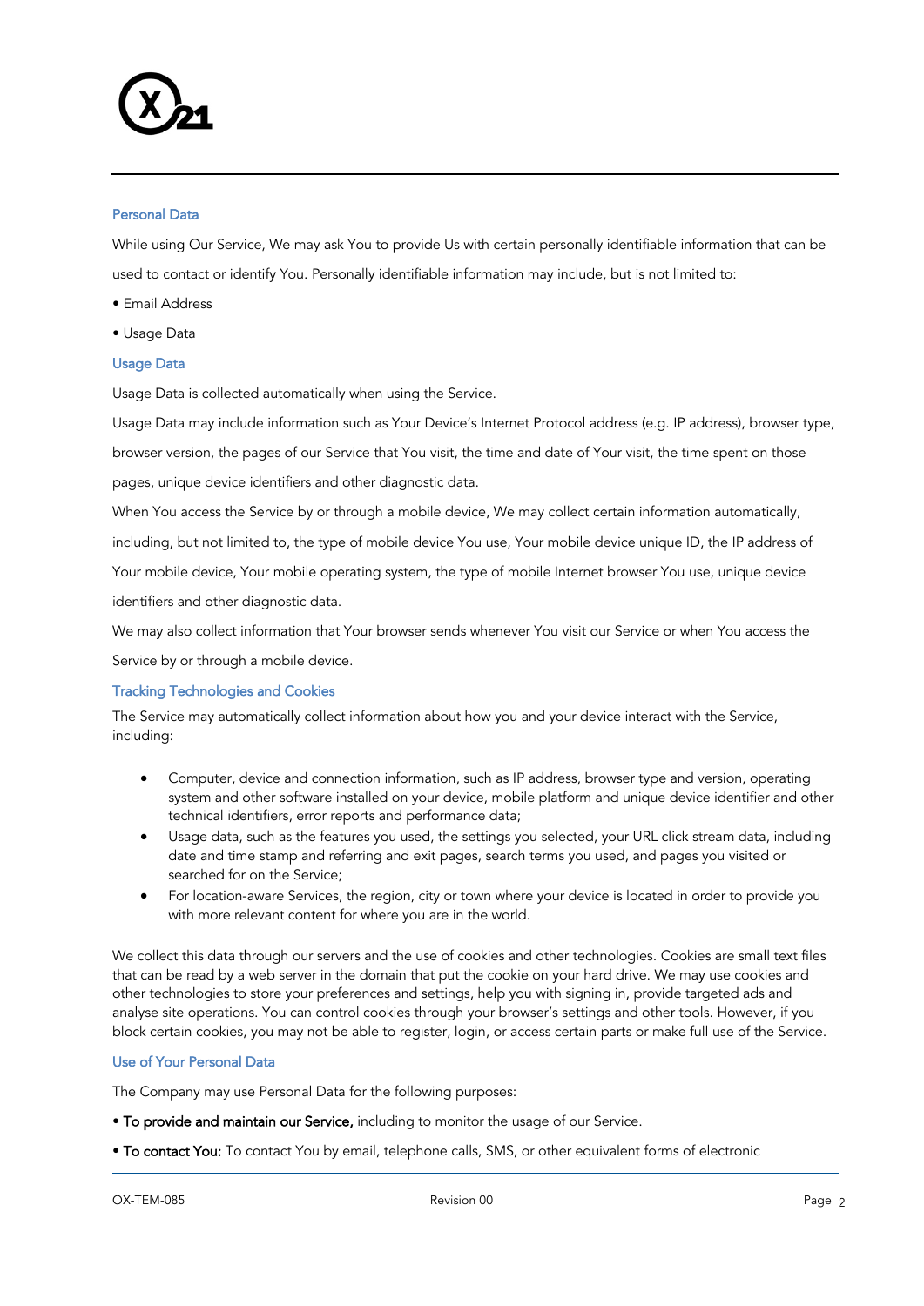### Personal Data

While using Our Service, We may ask You to provide Us with certain personally identifiable information that can be used to contact or identify You. Personally identifiable information may include, but is not limited to:

- Email Address
- Usage Data

### Usage Data

Usage Data is collected automatically when using the Service.

Usage Data may include information such as Your Device's Internet Protocol address (e.g. IP address), browser type, browser version, the pages of our Service that You visit, the time and date of Your visit, the time spent on those pages, unique device identifiers and other diagnostic data.

When You access the Service by or through a mobile device, We may collect certain information automatically, including, but not limited to, the type of mobile device You use, Your mobile device unique ID, the IP address of Your mobile device, Your mobile operating system, the type of mobile Internet browser You use, unique device identifiers and other diagnostic data.

We may also collect information that Your browser sends whenever You visit our Service or when You access the Service by or through a mobile device.

### Tracking Technologies and Cookies

The Service may automatically collect information about how you and your device interact with the Service, including:

- Computer, device and connection information, such as IP address, browser type and version, operating system and other software installed on your device, mobile platform and unique device identifier and other technical identifiers, error reports and performance data;
- Usage data, such as the features you used, the settings you selected, your URL click stream data, including date and time stamp and referring and exit pages, search terms you used, and pages you visited or searched for on the Service;
- For location-aware Services, the region, city or town where your device is located in order to provide you with more relevant content for where you are in the world.

We collect this data through our servers and the use of cookies and other technologies. Cookies are small text files that can be read by a web server in the domain that put the cookie on your hard drive. We may use cookies and other technologies to store your preferences and settings, help you with signing in, provide targeted ads and analyse site operations. You can control cookies through your browser's settings and other tools. However, if you block certain cookies, you may not be able to register, login, or access certain parts or make full use of the Service.

### Use of Your Personal Data

The Company may use Personal Data for the following purposes:

- **To provide and maintain our Service,** including to monitor the usage of our Service.
- **To contact You:** To contact You by email, telephone calls, SMS, or other equivalent forms of electronic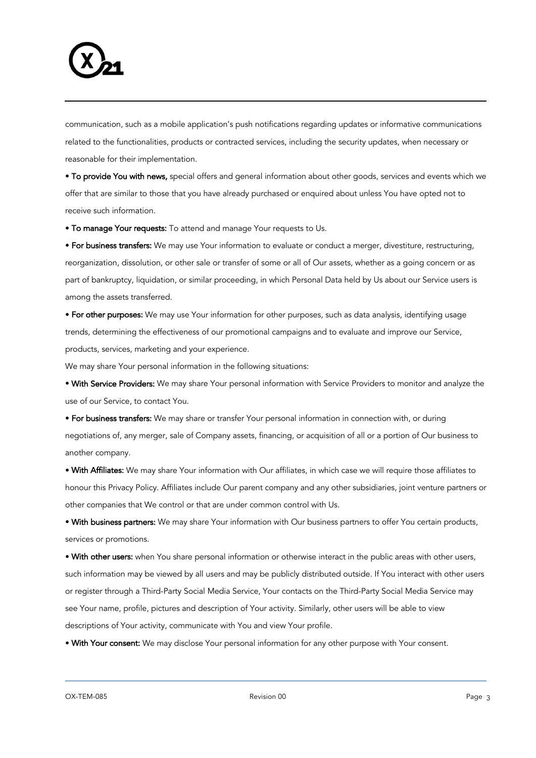communication, such as a mobile application's push notifications regarding updates or informative communications related to the functionalities, products or contracted services, including the security updates, when necessary or reasonable for their implementation.

- **To provide You with news,** special offers and general information about other goods, services and events which we offer that are similar to those that you have already purchased or enquired about unless You have opted not to receive such information.
- **To manage Your requests:** To attend and manage Your requests to Us.
- **For business transfers:** We may use Your information to evaluate or conduct a merger, divestiture, restructuring, reorganization, dissolution, or other sale or transfer of some or all of Our assets, whether as a going concern or as part of bankruptcy, liquidation, or similar proceeding, in which Personal Data held by Us about our Service users is among the assets transferred.
- **For other purposes:** We may use Your information for other purposes, such as data analysis, identifying usage trends, determining the effectiveness of our promotional campaigns and to evaluate and improve our Service, products, services, marketing and your experience.

We may share Your personal information in the following situations:

- **With Service Providers:** We may share Your personal information with Service Providers to monitor and analyze the use of our Service, to contact You.
- **For business transfers:** We may share or transfer Your personal information in connection with, or during negotiations of, any merger, sale of Company assets, financing, or acquisition of all or a portion of Our business to another company.
- **With Affiliates:** We may share Your information with Our affiliates, in which case we will require those affiliates to honour this Privacy Policy. Affiliates include Our parent company and any other subsidiaries, joint venture partners or other companies that We control or that are under common control with Us.
- **With business partners:** We may share Your information with Our business partners to offer You certain products, services or promotions.
- **With other users:** when You share personal information or otherwise interact in the public areas with other users, such information may be viewed by all users and may be publicly distributed outside. If You interact with other users or register through a Third-Party Social Media Service, Your contacts on the Third-Party Social Media Service may see Your name, profile, pictures and description of Your activity. Similarly, other users will be able to view descriptions of Your activity, communicate with You and view Your profile.
- **With Your consent:** We may disclose Your personal information for any other purpose with Your consent.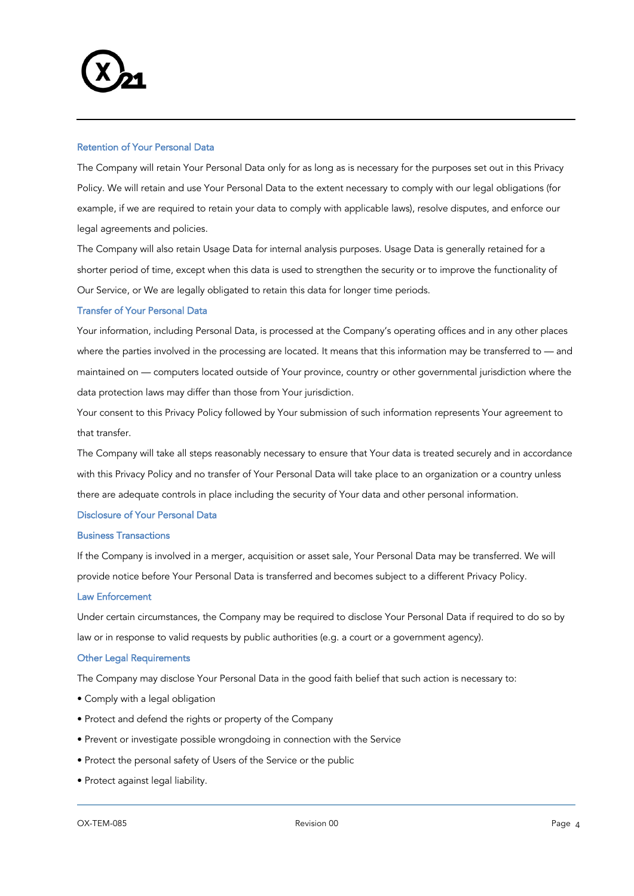## Retention of Your Personal Data

The Company will retain Your Personal Data only for as long as is necessary for the purposes set out in this Privacy Policy. We will retain and use Your Personal Data to the extent necessary to comply with our legal obligations (for example, if we are required to retain your data to comply with applicable laws), resolve disputes, and enforce our legal agreements and policies.

The Company will also retain Usage Data for internal analysis purposes. Usage Data is generally retained for a shorter period of time, except when this data is used to strengthen the security or to improve the functionality of Our Service, or We are legally obligated to retain this data for longer time periods.

## Transfer of Your Personal Data

Your information, including Personal Data, is processed at the Company's operating offices and in any other places where the parties involved in the processing are located. It means that this information may be transferred to — and maintained on — computers located outside of Your province, country or other governmental jurisdiction where the data protection laws may differ than those from Your jurisdiction.

Your consent to this Privacy Policy followed by Your submission of such information represents Your agreement to that transfer.

The Company will take all steps reasonably necessary to ensure that Your data is treated securely and in accordance with this Privacy Policy and no transfer of Your Personal Data will take place to an organization or a country unless there are adequate controls in place including the security of Your data and other personal information.

## Disclosure of Your Personal Data

### Business Transactions

If the Company is involved in a merger, acquisition or asset sale, Your Personal Data may be transferred. We will provide notice before Your Personal Data is transferred and becomes subject to a different Privacy Policy.

### Law Enforcement

Under certain circumstances, the Company may be required to disclose Your Personal Data if required to do so by law or in response to valid requests by public authorities (e.g. a court or a government agency).

### Other Legal Requirements

The Company may disclose Your Personal Data in the good faith belief that such action is necessary to:

- Comply with a legal obligation
- Protect and defend the rights or property of the Company
- Prevent or investigate possible wrongdoing in connection with the Service
- Protect the personal safety of Users of the Service or the public
- Protect against legal liability.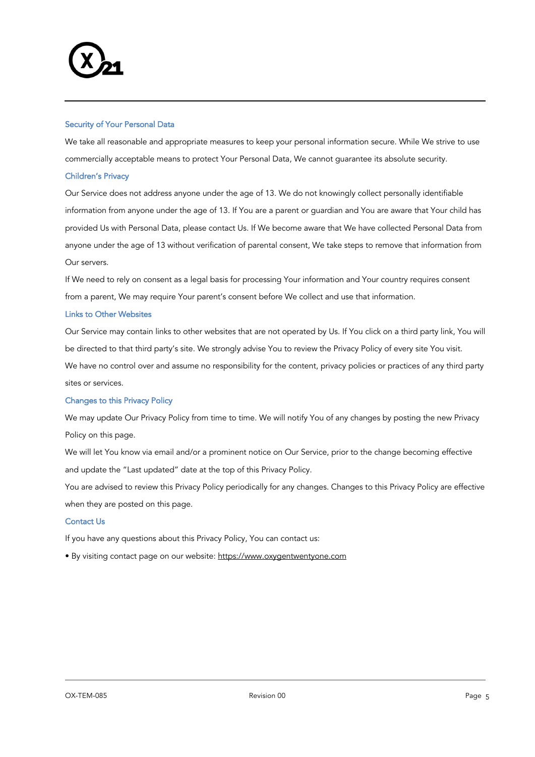### Security of Your Personal Data

We take all reasonable and appropriate measures to keep your personal information secure. While We strive to use commercially acceptable means to protect Your Personal Data, We cannot guarantee its absolute security.

### Children's Privacy

Our Service does not address anyone under the age of 13. We do not knowingly collect personally identifiable information from anyone under the age of 13. If You are a parent or guardian and You are aware that Your child has provided Us with Personal Data, please contact Us. If We become aware that We have collected Personal Data from anyone under the age of 13 without verification of parental consent, We take steps to remove that information from Our servers.

If We need to rely on consent as a legal basis for processing Your information and Your country requires consent from a parent, We may require Your parent's consent before We collect and use that information.

### Links to Other Websites

Our Service may contain links to other websites that are not operated by Us. If You click on a third party link, You will be directed to that third party's site. We strongly advise You to review the Privacy Policy of every site You visit.

We have no control over and assume no responsibility for the content, privacy policies or practices of any third party sites or services.

### Changes to this Privacy Policy

We may update Our Privacy Policy from time to time. We will notify You of any changes by posting the new Privacy Policy on this page.

We will let You know via email and/or a prominent notice on Our Service, prior to the change becoming effective and update the "Last updated" date at the top of this Privacy Policy.

You are advised to review this Privacy Policy periodically for any changes. Changes to this Privacy Policy are effective when they are posted on this page.

### Contact Us

If you have any questions about this Privacy Policy, You can contact us:

- By visiting contact page on our website: https://www.oxygentwentyone.com